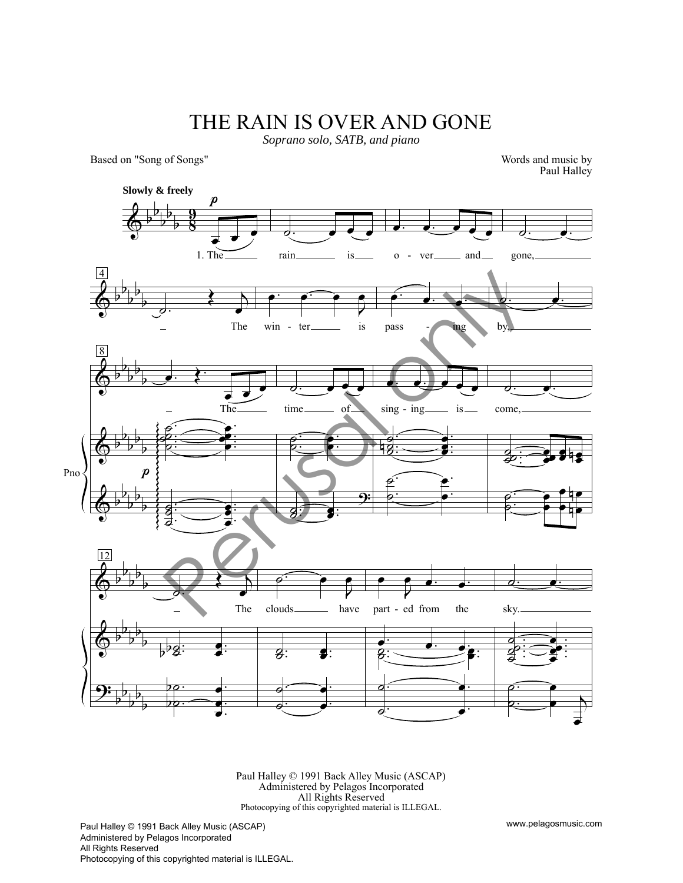# THE RAIN IS OVER AND GONE

*Soprano solo, SATB, and piano*

Based on "Song of Songs"

Words and music by
Paul Halley

Paul Halley © 1991 Back Alley Music (ASCAP)
Administered by Pelagos Incorporated
All Rights Reserved
Photocopying of this copyrighted material is ILLEGAL.

www.pelagosmusic.com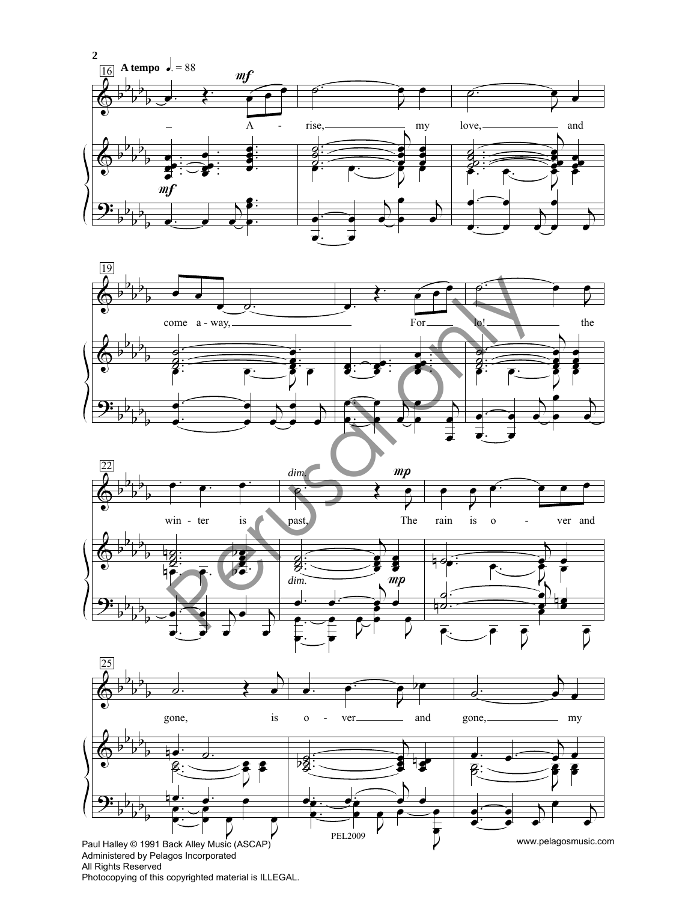A tempo ♩. = 88

A - rise, my love, and come a - way, For lo! the win - ter is past, The rain is o - ver and gone, is o - ver and gone, my

Paul Halley © 1991 Back Alley Music (ASCAP)
Administered by Pelagos Incorporated
All Rights Reserved
Photocopying of this copyrighted material is ILLEGAL.

PEL2009

www.pelagosmusic.com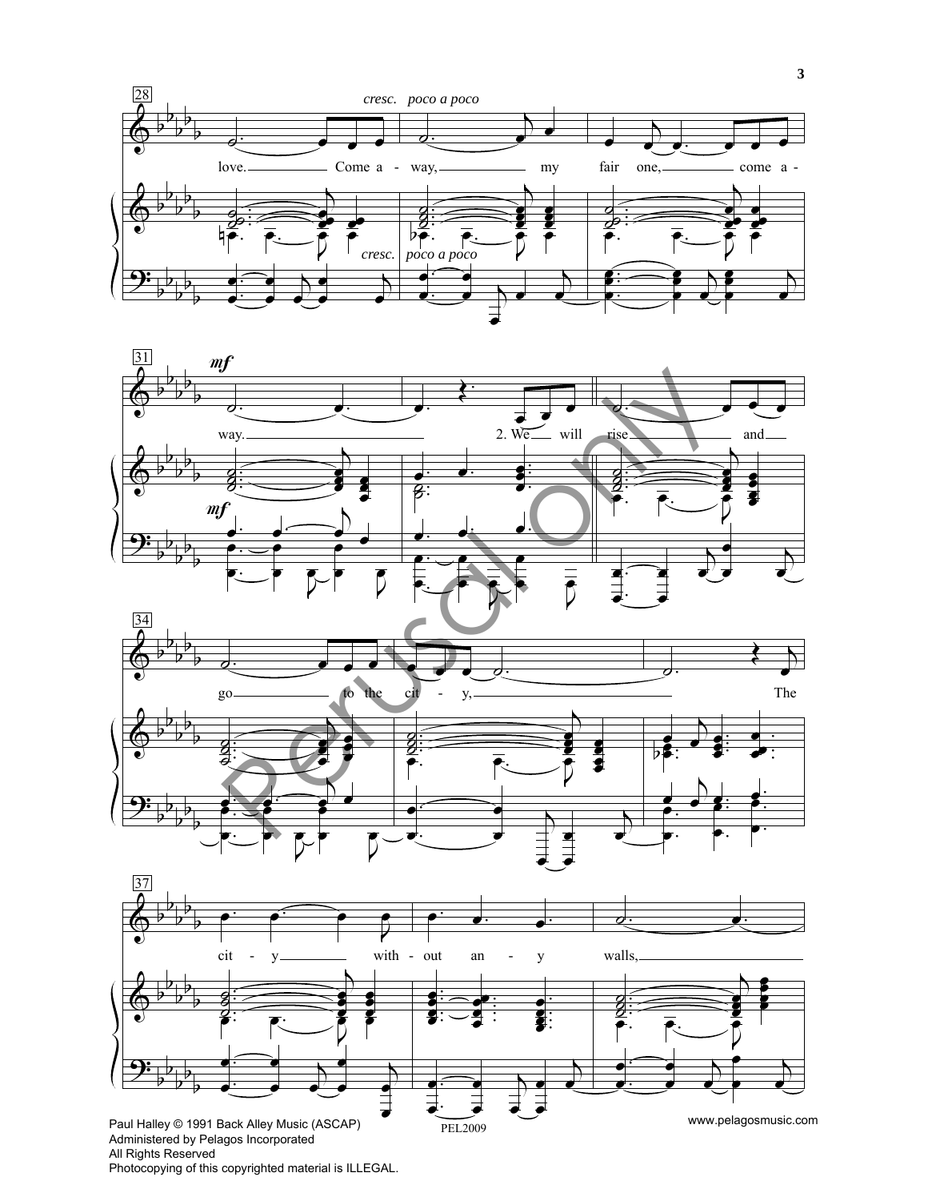cresc. poco a poco

love. Come a - way, my fair one, come a -

cresc. poco a poco

mf

way. 2. We will rise and

mf

go to the cit - y, The

cit - y with - out an - y walls,

Perusal Only

Paul Halley © 1991 Back Alley Music (ASCAP)
Administered by Pelagos Incorporated
All Rights Reserved
Photocopying of this copyrighted material is ILLEGAL.

PEL2009

www.pelagosmusic.com